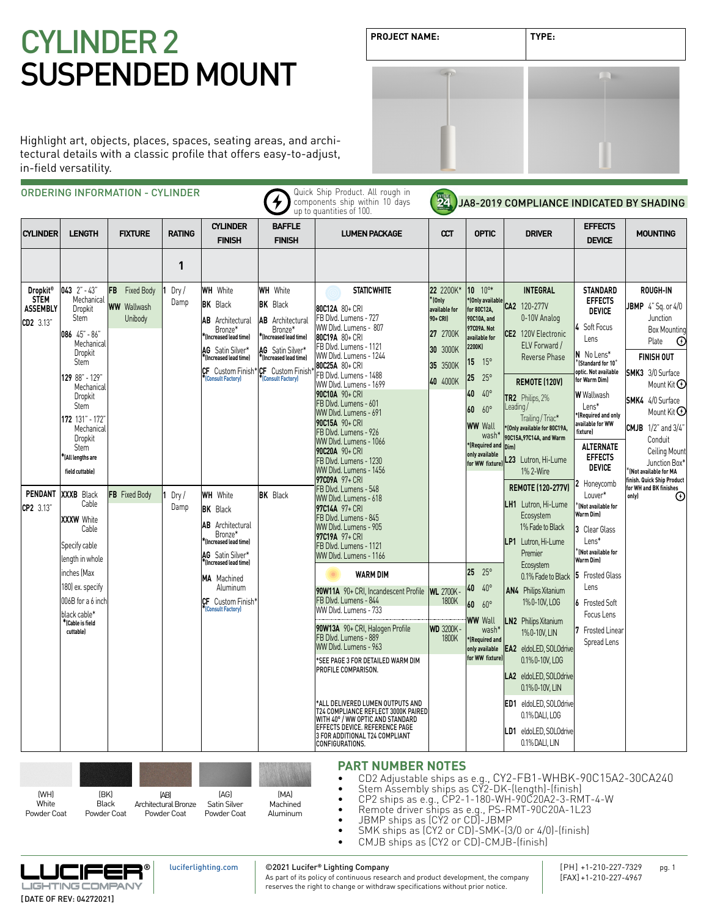# CYLINDER 2
# SUSPENDED MOUNT

| PROJECT NAME: | TYPE: |
|---|---|

Highlight art, objects, places, spaces, seating areas, and architectural details with a classic profile that offers easy-to-adjust, in-field versatility.

## ORDERING INFORMATION - CYLINDER

Quick Ship Product. All rough in components ship within 10 days up to quantities of 100.

JA8-2019 COMPLIANCE INDICATED BY SHADING

| CYLINDER | LENGTH | FIXTURE | RATING | CYLINDER FINISH | BAFFLE FINISH | LUMEN PACKAGE | CCT | OPTIC | DRIVER | EFFECTS DEVICE | MOUNTING |
|---|---|---|---|---|---|---|---|---|---|---|---|
| | | | 1 | | | | | | | | |
| Dropkit® STEM ASSEMBLY<br>**CD2** 3.13" | **043** 2" - 43" Mechanical Dropkit Stem<br>**086** 45" - 86" Mechanical Dropkit Stem<br>**129** 88" - 129" Mechanical Dropkit Stem<br>**172** 131" - 172" Mechanical Dropkit Stem<br>*(All lengths are field cuttable) | **FB** Fixed Body<br>**WW** Wallwash Unibody | **1** Dry / Damp | **WH** White<br>**BK** Black<br>**AB** Architectural Bronze* *(Increased lead time)<br>**AG** Satin Silver* *(Increased lead time)<br>**CF** Custom Finish* *(Consult Factory) | **WH** White<br>**BK** Black<br>**AB** Architectural Bronze* *(Increased lead time)<br>**AG** Satin Silver* *(Increased lead time)<br>**CF** Custom Finish* *(Consult Factory) | **STATIC WHITE**<br>**80C12A** 80+ CRI FB Dlvd. Lumens - 727 WW Dlvd. Lumens - 807<br>**80C19A** 80+ CRI FB Dlvd. Lumens - 1121 WW Dlvd. Lumens - 1244<br>**80C25A** 80+ CRI FB Dlvd. Lumens - 1488 WW Dlvd. Lumens - 1699<br>**90C10A** 90+ CRI FB Dlvd. Lumens - 601 WW Dlvd. Lumens - 691<br>**90C15A** 90+ CRI FB Dlvd. Lumens - 926 WW Dlvd. Lumens - 1066<br>**90C20A** 90+ CRI FB Dlvd. Lumens - 1230 WW Dlvd. Lumens - 1456<br>**97C09A** 97+ CRI FB Dlvd. Lumens - 548 WW Dlvd. Lumens - 618<br>**97C14A** 97+ CRI FB Dlvd. Lumens - 845 WW Dlvd. Lumens - 905<br>**97C19A** 97+ CRI FB Dlvd. Lumens - 1121 WW Dlvd. Lumens - 1166 | **22** 2200K* *(Only available for 90+ CRI)<br>**27** 2700K<br>**30** 3000K<br>**35** 3500K<br>**40** 4000K | **10** 10°* *(Only available for 80C12A, 90C10A, and 97C09A. Not available for 2200K)<br>**15** 15°<br>**25** 25°<br>**40** 40°<br>**60** 60°<br>**WW** Wall wash* *(Required and only available for WW fixture) | **INTEGRAL**<br>**CA2** 120-277V 0-10V Analog<br>**CE2** 120V Electronic ELV Forward / Reverse Phase<br>**REMOTE (120V)**<br>**TR2** Philips, 2% Leading / Trailing / Triac* *(Only available for 80C19A, 90C15A, 97C14A, and Warm Dim)<br>**L23** Lutron, Hi-Lume 1% 2-Wire<br>**REMOTE (120-277V)**<br>**LH1** Lutron, Hi-Lume Ecosystem 1% Fade to Black<br>**LP1** Lutron, Hi-Lume Premier Ecosystem 0.1% Fade to Black<br>**AN4** Philips Xitanium 1% 0-10V, LOG<br>**LN2** Philips Xitanium 1% 0-10V, LIN<br>**EA2** eldoLED, SOLOdrive 0.1% 0-10V, LOG<br>**LA2** eldoLED, SOLOdrive 0.1% 0-10V, LIN<br>**ED1** eldoLED, SOLOdrive 0.1% DALI, LOG<br>**LD1** eldoLED, SOLOdrive 0.1% DALI, LIN | **STANDARD EFFECTS DEVICE**<br>**4** Soft Focus Lens<br>**N** No Lens* *(Standard for 10° optic. Not available for Warm Dim)<br>**W** Wallwash Lens* *(Required and only available for WW fixture)<br>**ALTERNATE EFFECTS DEVICE**<br>**2** Honeycomb Louver* *(Not available for Warm Dim)<br>**3** Clear Glass Lens* *(Not available for Warm Dim)<br>**5** Frosted Glass Lens<br>**6** Frosted Soft Focus Lens<br>**7** Frosted Linear Spread Lens | **ROUGH-IN**<br>**JBMP** 4" Sq. or 4/0 Junction Box Mounting Plate<br>**FINISH OUT**<br>**SMK3** 3/0 Surface Mount Kit<br>**SMK4** 4/0 Surface Mount Kit<br>**CMJB** 1/2" and 3/4" Conduit Ceiling Mount Junction Box* *(Not available for MA finish. Quick Ship Product for WH and BK finishes only) |
| PENDANT<br>**CP2** 3.13" | **XXXB** Black Cable<br>**XXXW** White Cable<br>Specify cable length in whole inches (Max 180) ex. specify 006B for a 6 inch black cable* *(Cable is field cuttable) | **FB** Fixed Body | **1** Dry / Damp | **WH** White<br>**BK** Black<br>**AB** Architectural Bronze* *(Increased lead time)<br>**AG** Satin Silver* *(Increased lead time)<br>**MA** Machined Aluminum<br>**CF** Custom Finish* *(Consult Factory) | **BK** Black | **WARM DIM**<br>**90W11A** 90+ CRI, Incandescent Profile FB Dlvd. Lumens - 844 WW Dlvd. Lumens - 733<br>**90W13A** 90+ CRI, Halogen Profile FB Dlvd. Lumens - 889 WW Dlvd. Lumens - 963<br>*SEE PAGE 3 FOR DETAILED WARM DIM PROFILE COMPARISON.<br>*ALL DELIVERED LUMEN OUTPUTS AND T24 COMPLIANCE REFLECT 3000K PAIRED WITH 40° / WW OPTIC AND STANDARD EFFECTS DEVICE. REFERENCE PAGE 3 FOR ADDITIONAL T24 COMPLIANT CONFIGURATIONS. | **WL** 2700K - 1800K<br>**WD** 3200K - 1800K | **25** 25°<br>**40** 40°<br>**60** 60°<br>**WW** Wall wash* *(Required and only available for WW fixture) | | | |

(WH) White Powder Coat | (BK) Black Powder Coat | (AB) Architectural Bronze Powder Coat | (AG) Satin Silver Powder Coat | (MA) Machined Aluminum

## PART NUMBER NOTES

- CD2 Adjustable ships as e.g., CY2-FB1-WHBK-90C15A2-30CA240
- Stem Assembly ships as CY2-DK-(length)-(finish)
- CP2 ships as e.g., CP2-1-180-WH-90C20A2-3-RMT-4-W
- Remote driver ships as e.g., PS-RMT-90C20A-1L23
- JBMP ships as (CY2 or CD)-JBMP
- SMK ships as (CY2 or CD)-SMK-(3/0 or 4/0)-(finish)
- CMJB ships as (CY2 or CD)-CMJB-(finish)

LUCIFER® LIGHTING COMPANY
[DATE OF REV: 04272021]

luciferlighting.com

©2021 Lucifer® Lighting Company
As part of its policy of continuous research and product development, the company reserves the right to change or withdraw specifications without prior notice.

[PH] +1-210-227-7329
[FAX] +1-210-227-4967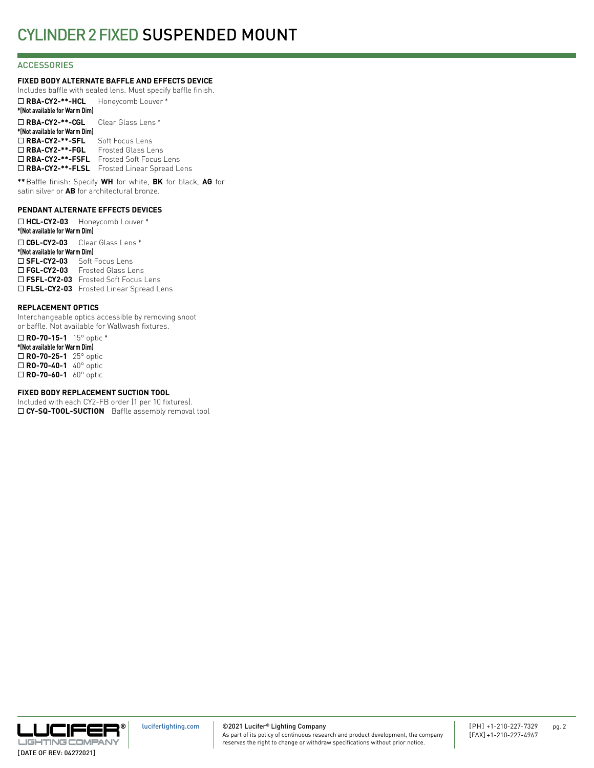# CYLINDER 2 FIXED SUSPENDED MOUNT

## ACCESSORIES

### FIXED BODY ALTERNATE BAFFLE AND EFFECTS DEVICE

Includes baffle with sealed lens. Must specify baffle finish.

☐ **RBA-CY2-**-HCL** Honeycomb Louver *
***(Not available for Warm Dim)**

☐ **RBA-CY2-**-CGL** Clear Glass Lens *
***(Not available for Warm Dim)**

☐ **RBA-CY2-**-SFL** Soft Focus Lens
☐ **RBA-CY2-**-FGL** Frosted Glass Lens
☐ **RBA-CY2-**-FSFL** Frosted Soft Focus Lens
☐ **RBA-CY2-**-FLSL** Frosted Linear Spread Lens

**** Baffle finish: Specify **WH** for white, **BK** for black, **AG** for satin silver or **AB** for architectural bronze.

### PENDANT ALTERNATE EFFECTS DEVICES

☐ **HCL-CY2-03** Honeycomb Louver *
***(Not available for Warm Dim)**

☐ **CGL-CY2-03** Clear Glass Lens *
***(Not available for Warm Dim)**

☐ **SFL-CY2-03** Soft Focus Lens
☐ **FGL-CY2-03** Frosted Glass Lens
☐ **FSFL-CY2-03** Frosted Soft Focus Lens
☐ **FLSL-CY2-03** Frosted Linear Spread Lens

### REPLACEMENT OPTICS

Interchangeable optics accessible by removing snoot or baffle. Not available for Wallwash fixtures.

☐ **RO-70-15-1** 15° optic *
***(Not available for Warm Dim)**
☐ **RO-70-25-1** 25° optic
☐ **RO-70-40-1** 40° optic
☐ **RO-70-60-1** 60° optic

### FIXED BODY REPLACEMENT SUCTION TOOL

Included with each CY2-FB order (1 per 10 fixtures).

☐ **CY-SQ-TOOL-SUCTION** Baffle assembly removal tool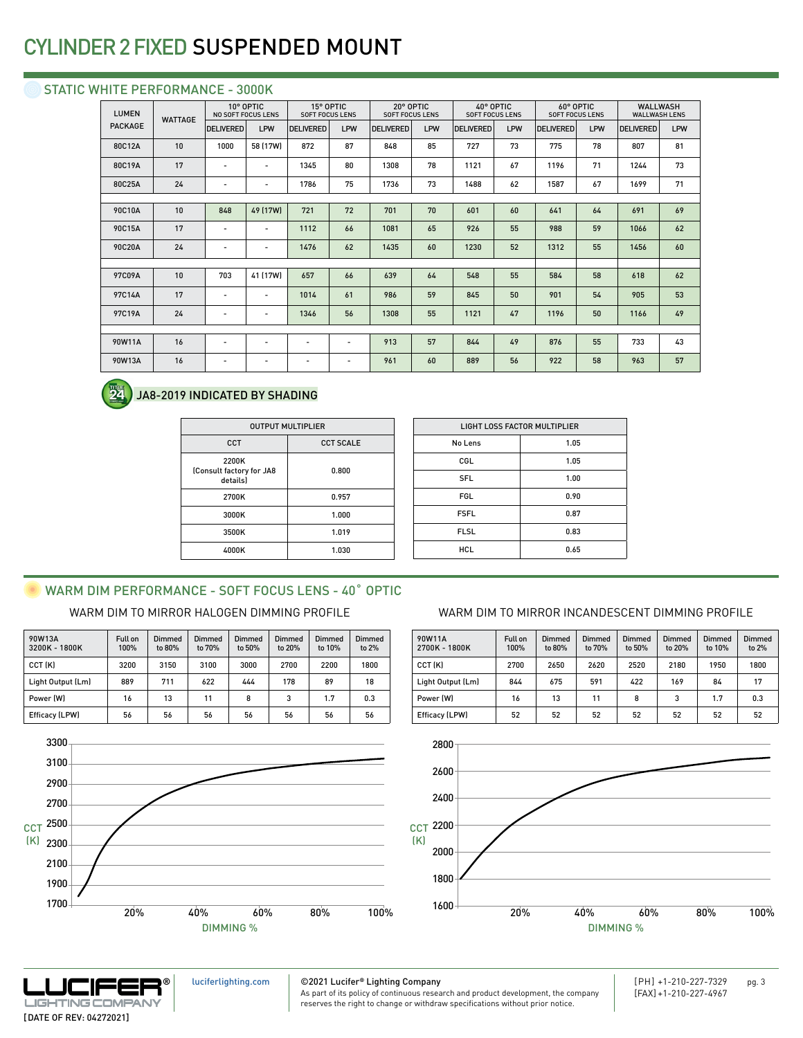# CYLINDER 2 FIXED SUSPENDED MOUNT

## STATIC WHITE PERFORMANCE - 3000K

| LUMEN PACKAGE | WATTAGE | 10° OPTIC NO SOFT FOCUS LENS | | 15° OPTIC SOFT FOCUS LENS | | 20° OPTIC SOFT FOCUS LENS | | 40° OPTIC SOFT FOCUS LENS | | 60° OPTIC SOFT FOCUS LENS | | WALLWASH WALLWASH LENS | |
|---|---|---|---|---|---|---|---|---|---|---|---|---|---|
| | | DELIVERED | LPW | DELIVERED | LPW | DELIVERED | LPW | DELIVERED | LPW | DELIVERED | LPW | DELIVERED | LPW |
| 80C12A | 10 | 1000 | 58 (17W) | 872 | 87 | 848 | 85 | 727 | 73 | 775 | 78 | 807 | 81 |
| 80C19A | 17 | - | - | 1345 | 80 | 1308 | 78 | 1121 | 67 | 1196 | 71 | 1244 | 73 |
| 80C25A | 24 | - | - | 1786 | 75 | 1736 | 73 | 1488 | 62 | 1587 | 67 | 1699 | 71 |
| 90C10A | 10 | 848 | 49 (17W) | 721 | 72 | 701 | 70 | 601 | 60 | 641 | 64 | 691 | 69 |
| 90C15A | 17 | - | - | 1112 | 66 | 1081 | 65 | 926 | 55 | 988 | 59 | 1066 | 62 |
| 90C20A | 24 | - | - | 1476 | 62 | 1435 | 60 | 1230 | 52 | 1312 | 55 | 1456 | 60 |
| 97C09A | 10 | 703 | 41 (17W) | 657 | 66 | 639 | 64 | 548 | 55 | 584 | 58 | 618 | 62 |
| 97C14A | 17 | - | - | 1014 | 61 | 986 | 59 | 845 | 50 | 901 | 54 | 905 | 53 |
| 97C19A | 24 | - | - | 1346 | 56 | 1308 | 55 | 1121 | 47 | 1196 | 50 | 1166 | 49 |
| 90W11A | 16 | - | - | - | - | 913 | 57 | 844 | 49 | 876 | 55 | 733 | 43 |
| 90W13A | 16 | - | - | - | - | 961 | 60 | 889 | 56 | 922 | 58 | 963 | 57 |

JA8-2019 INDICATED BY SHADING

| OUTPUT MULTIPLIER | |
|---|---|
| CCT | CCT SCALE |
| 2200K (Consult factory for JA8 details) | 0.800 |
| 2700K | 0.957 |
| 3000K | 1.000 |
| 3500K | 1.019 |
| 4000K | 1.030 |

| LIGHT LOSS FACTOR MULTIPLIER | |
|---|---|
| No Lens | 1.05 |
| CGL | 1.05 |
| SFL | 1.00 |
| FGL | 0.90 |
| FSFL | 0.87 |
| FLSL | 0.83 |
| HCL | 0.65 |

## WARM DIM PERFORMANCE - SOFT FOCUS LENS - 40˚ OPTIC

### WARM DIM TO MIRROR HALOGEN DIMMING PROFILE

| 90W13A 3200K - 1800K | Full on 100% | Dimmed to 80% | Dimmed to 70% | Dimmed to 50% | Dimmed to 20% | Dimmed to 10% | Dimmed to 2% |
|---|---|---|---|---|---|---|---|
| CCT (K) | 3200 | 3150 | 3100 | 3000 | 2700 | 2200 | 1800 |
| Light Output (Lm) | 889 | 711 | 622 | 444 | 178 | 89 | 18 |
| Power (W) | 16 | 13 | 11 | 8 | 3 | 1.7 | 0.3 |
| Efficacy (LPW) | 56 | 56 | 56 | 56 | 56 | 56 | 56 |

### WARM DIM TO MIRROR INCANDESCENT DIMMING PROFILE

| 90W11A 2700K - 1800K | Full on 100% | Dimmed to 80% | Dimmed to 70% | Dimmed to 50% | Dimmed to 20% | Dimmed to 10% | Dimmed to 2% |
|---|---|---|---|---|---|---|---|
| CCT (K) | 2700 | 2650 | 2620 | 2520 | 2180 | 1950 | 1800 |
| Light Output (Lm) | 844 | 675 | 591 | 422 | 169 | 84 | 17 |
| Power (W) | 16 | 13 | 11 | 8 | 3 | 1.7 | 0.3 |
| Efficacy (LPW) | 52 | 52 | 52 | 52 | 52 | 52 | 52 |

LUCIFER® LIGHTING COMPANY

[DATE OF REV: 04272021]

luciferlighting.com

©2021 Lucifer® Lighting Company
As part of its policy of continuous research and product development, the company reserves the right to change or withdraw specifications without prior notice.

[PH] +1-210-227-7329
[FAX] +1-210-227-4967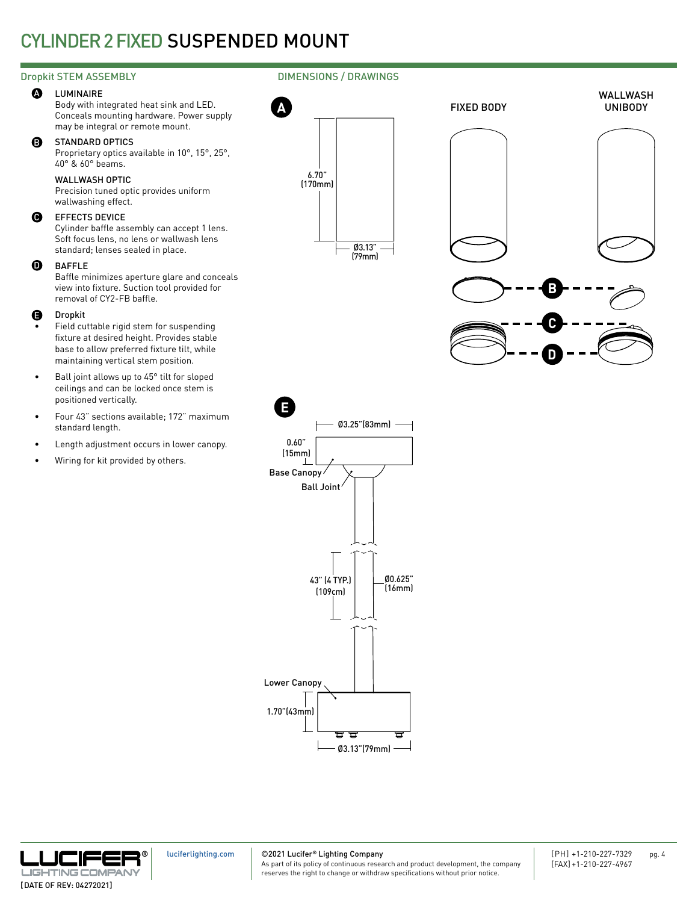# CYLINDER 2 FIXED SUSPENDED MOUNT

## Dropkit STEM ASSEMBLY

**A** LUMINAIRE
Body with integrated heat sink and LED. Conceals mounting hardware. Power supply may be integral or remote mount.

**B** STANDARD OPTICS
Proprietary optics available in 10°, 15°, 25°, 40° & 60° beams.

WALLWASH OPTIC
Precision tuned optic provides uniform wallwashing effect.

**C** EFFECTS DEVICE
Cylinder baffle assembly can accept 1 lens. Soft focus lens, no lens or wallwash lens standard; lenses sealed in place.

**D** BAFFLE
Baffle minimizes aperture glare and conceals view into fixture. Suction tool provided for removal of CY2-FB baffle.

**E** Dropkit

- Field cuttable rigid stem for suspending fixture at desired height. Provides stable base to allow preferred fixture tilt, while maintaining vertical stem position.
- Ball joint allows up to 45° tilt for sloped ceilings and can be locked once stem is positioned vertically.
- Four 43" sections available; 172" maximum standard length.
- Length adjustment occurs in lower canopy.
- Wiring for kit provided by others.

## DIMENSIONS / DRAWINGS

**A**

6.70" (170mm)

Ø3.13" (79mm)

FIXED BODY

WALLWASH UNIBODY

B

C

D

**E**

Ø3.25"(83mm)

0.60" (15mm)

Base Canopy

Ball Joint

43" (4 TYP.) (109cm)

Ø0.625" (16mm)

Lower Canopy

1.70"(43mm)

Ø3.13"(79mm)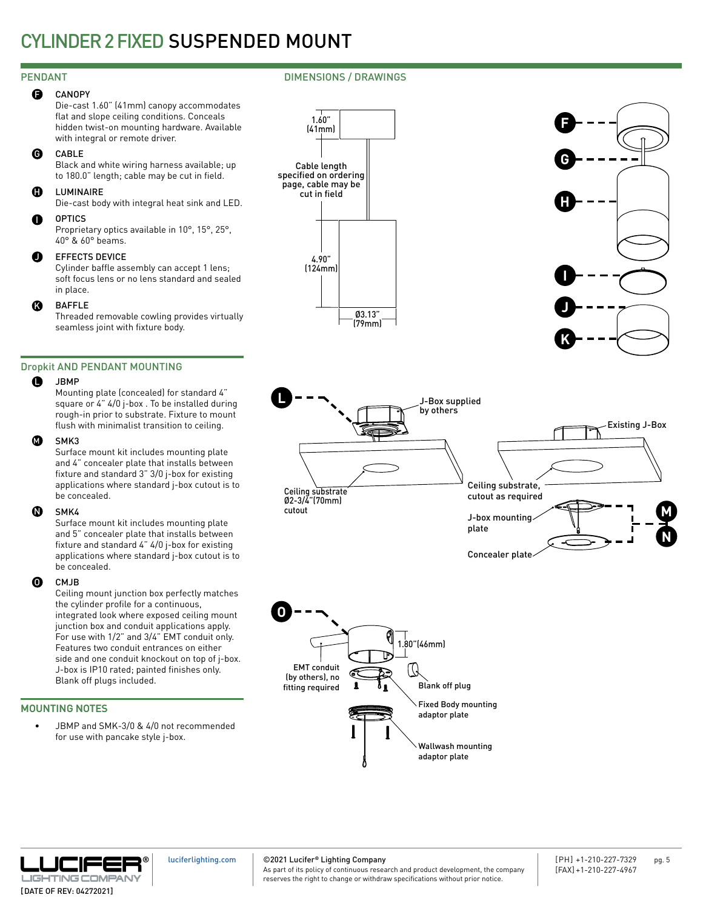# CYLINDER 2 FIXED SUSPENDED MOUNT

## PENDANT

**F** CANOPY
Die-cast 1.60" (41mm) canopy accommodates flat and slope ceiling conditions. Conceals hidden twist-on mounting hardware. Available with integral or remote driver.

**G** CABLE
Black and white wiring harness available; up to 180.0" length; cable may be cut in field.

**H** LUMINAIRE
Die-cast body with integral heat sink and LED.

**I** OPTICS
Proprietary optics available in 10°, 15°, 25°, 40° & 60° beams.

**J** EFFECTS DEVICE
Cylinder baffle assembly can accept 1 lens; soft focus lens or no lens standard and sealed in place.

**K** BAFFLE
Threaded removable cowling provides virtually seamless joint with fixture body.

## Dropkit AND PENDANT MOUNTING

**L** JBMP
Mounting plate (concealed) for standard 4" square or 4" 4/0 j-box . To be installed during rough-in prior to substrate. Fixture to mount flush with minimalist transition to ceiling.

**M** SMK3
Surface mount kit includes mounting plate and 4" concealer plate that installs between fixture and standard 3" 3/0 j-box for existing applications where standard j-box cutout is to be concealed.

**N** SMK4
Surface mount kit includes mounting plate and 5" concealer plate that installs between fixture and standard 4" 4/0 j-box for existing applications where standard j-box cutout is to be concealed.

**O** CMJB
Ceiling mount junction box perfectly matches the cylinder profile for a continuous, integrated look where exposed ceiling mount junction box and conduit applications apply. For use with 1/2" and 3/4" EMT conduit only. Features two conduit entrances on either side and one conduit knockout on top of j-box. J-box is IP10 rated; painted finishes only. Blank off plugs included.

## MOUNTING NOTES

- JBMP and SMK-3/0 & 4/0 not recommended for use with pancake style j-box.

## DIMENSIONS / DRAWINGS

1.60" (41mm)

Cable length specified on ordering page, cable may be cut in field

4.90" (124mm)

Ø3.13" (79mm)

F, G, H, I, J, K

L — J-Box supplied by others

Ceiling substrate Ø2-3/4"(70mm) cutout

Existing J-Box

Ceiling substrate, cutout as required

J-box mounting plate

Concealer plate

M, N

O

1.80"(46mm)

EMT conduit (by others), no fitting required

Blank off plug

Fixed Body mounting adaptor plate

Wallwash mounting adaptor plate

luciferlighting.com

©2021 Lucifer® Lighting Company
As part of its policy of continuous research and product development, the company reserves the right to change or withdraw specifications without prior notice.

[PH] +1-210-227-7329
[FAX] +1-210-227-4967

[DATE OF REV: 04272021]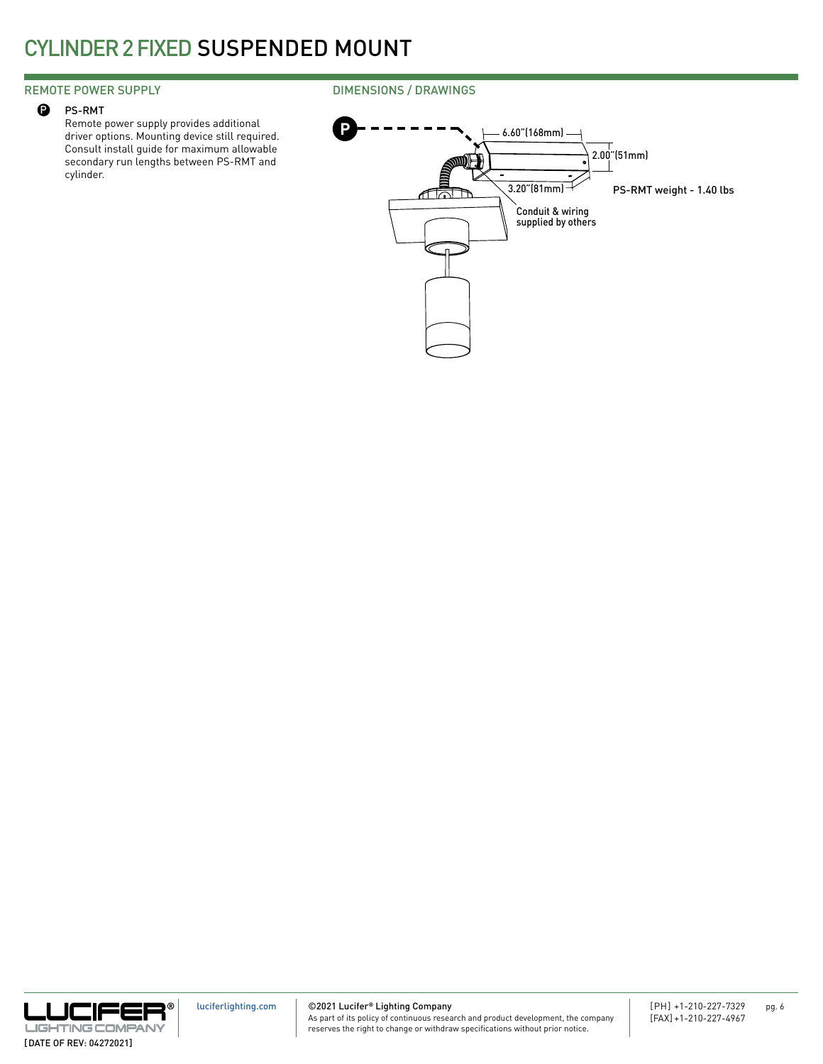# CYLINDER 2 FIXED SUSPENDED MOUNT

## REMOTE POWER SUPPLY

**P** PS-RMT

Remote power supply provides additional driver options. Mounting device still required. Consult install guide for maximum allowable secondary run lengths between PS-RMT and cylinder.

## DIMENSIONS / DRAWINGS

P

6.60"(168mm)

2.00"(51mm)

3.20"(81mm)

PS-RMT weight - 1.40 lbs

Conduit & wiring supplied by others

[DATE OF REV: 04272021]

luciferlighting.com

©2021 Lucifer® Lighting Company
As part of its policy of continuous research and product development, the company reserves the right to change or withdraw specifications without prior notice.

[PH] +1-210-227-7329
[FAX] +1-210-227-4967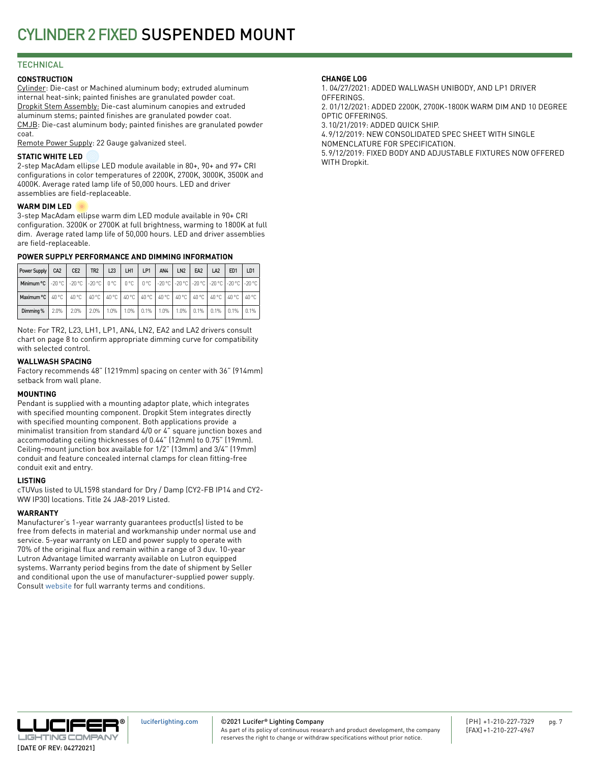# CYLINDER 2 FIXED SUSPENDED MOUNT

## TECHNICAL

### CONSTRUCTION

Cylinder: Die-cast or Machined aluminum body; extruded aluminum internal heat-sink; painted finishes are granulated powder coat.
Dropkit Stem Assembly: Die-cast aluminum canopies and extruded aluminum stems; painted finishes are granulated powder coat.
CMJB: Die-cast aluminum body; painted finishes are granulated powder coat.
Remote Power Supply: 22 Gauge galvanized steel.

### STATIC WHITE LED

2-step MacAdam ellipse LED module available in 80+, 90+ and 97+ CRI configurations in color temperatures of 2200K, 2700K, 3000K, 3500K and 4000K. Average rated lamp life of 50,000 hours. LED and driver assemblies are field-replaceable.

### WARM DIM LED

3-step MacAdam ellipse warm dim LED module available in 90+ CRI configuration. 3200K or 2700K at full brightness, warming to 1800K at full dim. Average rated lamp life of 50,000 hours. LED and driver assemblies are field-replaceable.

### POWER SUPPLY PERFORMANCE AND DIMMING INFORMATION

| Power Supply | CA2 | CE2 | TR2 | L23 | LH1 | LP1 | AN4 | LN2 | EA2 | LA2 | ED1 | LD1 |
|---|---|---|---|---|---|---|---|---|---|---|---|---|
| Minimum °C | -20 °C | -20 °C | -20 °C | 0 °C | 0 °C | 0 °C | -20 °C | -20 °C | -20 °C | -20 °C | -20 °C | -20 °C |
| Maximum °C | 40 °C | 40 °C | 40 °C | 40 °C | 40 °C | 40 °C | 40 °C | 40 °C | 40 °C | 40 °C | 40 °C | 40 °C |
| Dimming % | 2.0% | 2.0% | 2.0% | 1.0% | 1.0% | 0.1% | 1.0% | 1.0% | 0.1% | 0.1% | 0.1% | 0.1% |

Note: For TR2, L23, LH1, LP1, AN4, LN2, EA2 and LA2 drivers consult chart on page 8 to confirm appropriate dimming curve for compatibility with selected control.

### WALLWASH SPACING

Factory recommends 48" (1219mm) spacing on center with 36" (914mm) setback from wall plane.

### MOUNTING

Pendant is supplied with a mounting adaptor plate, which integrates with specified mounting component. Dropkit Stem integrates directly with specified mounting component. Both applications provide a minimalist transition from standard 4/0 or 4" square junction boxes and accommodating ceiling thicknesses of 0.44" (12mm) to 0.75" (19mm). Ceiling-mount junction box available for 1/2" (13mm) and 3/4" (19mm) conduit and feature concealed internal clamps for clean fitting-free conduit exit and entry.

### LISTING

cTUVus listed to UL1598 standard for Dry / Damp (CY2-FB IP14 and CY2-WW IP30) locations. Title 24 JA8-2019 Listed.

### WARRANTY

Manufacturer's 1-year warranty guarantees product(s) listed to be free from defects in material and workmanship under normal use and service. 5-year warranty on LED and power supply to operate with 70% of the original flux and remain within a range of 3 duv. 10-year Lutron Advantage limited warranty available on Lutron equipped systems. Warranty period begins from the date of shipment by Seller and conditional upon the use of manufacturer-supplied power supply. Consult website for full warranty terms and conditions.

### CHANGE LOG

1. 04/27/2021: ADDED WALLWASH UNIBODY, AND LP1 DRIVER OFFERINGS.
2. 01/12/2021: ADDED 2200K, 2700K-1800K WARM DIM AND 10 DEGREE OPTIC OFFERINGS.
3. 10/21/2019: ADDED QUICK SHIP.
4. 9/12/2019: NEW CONSOLIDATED SPEC SHEET WITH SINGLE NOMENCLATURE FOR SPECIFICATION.
5. 9/12/2019: FIXED BODY AND ADJUSTABLE FIXTURES NOW OFFERED WITH Dropkit.

[DATE OF REV: 04272021]

luciferlighting.com

©2021 Lucifer® Lighting Company
As part of its policy of continuous research and product development, the company reserves the right to change or withdraw specifications without prior notice.

[PH] +1-210-227-7329
[FAX] +1-210-227-4967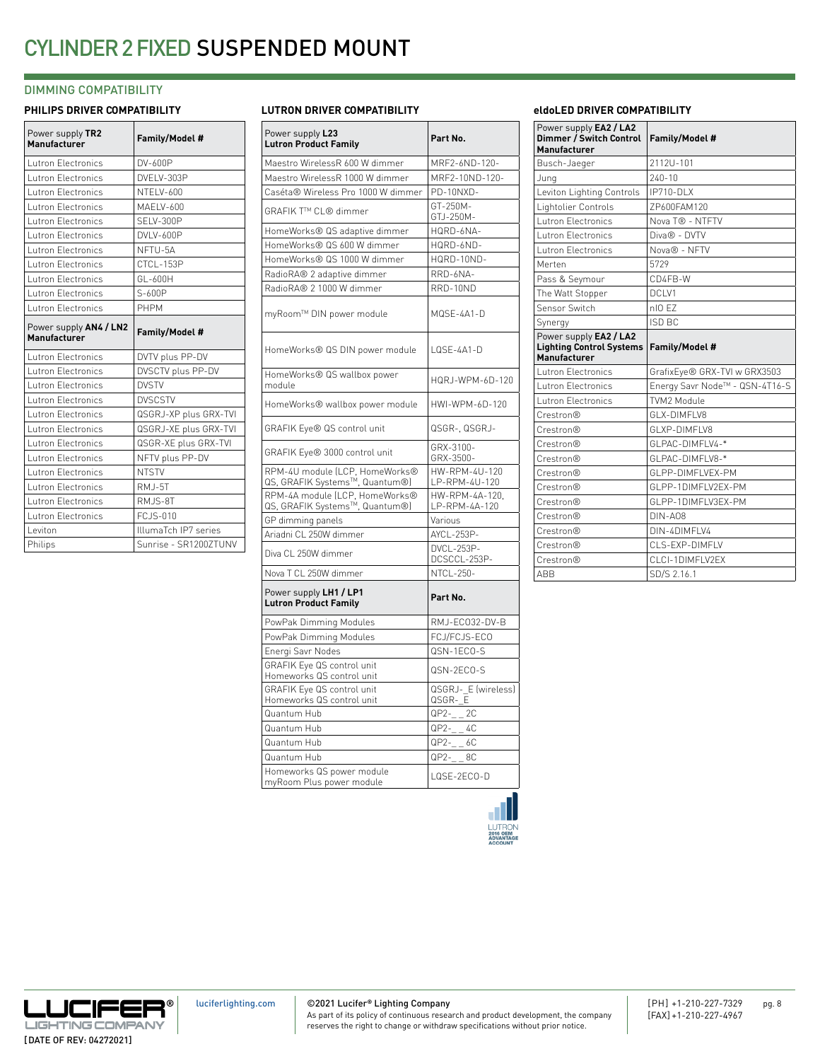# CYLINDER 2 FIXED SUSPENDED MOUNT

## DIMMING COMPATIBILITY

### PHILIPS DRIVER COMPATIBILITY

| Power supply **TR2** **Manufacturer** | **Family/Model #** |
|---|---|
| Lutron Electronics | DV-600P |
| Lutron Electronics | DVELV-303P |
| Lutron Electronics | NTELV-600 |
| Lutron Electronics | MAELV-600 |
| Lutron Electronics | SELV-300P |
| Lutron Electronics | DVLV-600P |
| Lutron Electronics | NFTU-5A |
| Lutron Electronics | CTCL-153P |
| Lutron Electronics | GL-600H |
| Lutron Electronics | S-600P |
| Lutron Electronics | PHPM |
| Power supply **AN4 / LN2** **Manufacturer** | **Family/Model #** |
| Lutron Electronics | DVTV plus PP-DV |
| Lutron Electronics | DVSCTV plus PP-DV |
| Lutron Electronics | DVSTV |
| Lutron Electronics | DVSCSTV |
| Lutron Electronics | QSGRJ-XP plus GRX-TVI |
| Lutron Electronics | QSGRJ-XE plus GRX-TVI |
| Lutron Electronics | QSGR-XE plus GRX-TVI |
| Lutron Electronics | NFTV plus PP-DV |
| Lutron Electronics | NTSTV |
| Lutron Electronics | RMJ-5T |
| Lutron Electronics | RMJS-8T |
| Lutron Electronics | FCJS-010 |
| Leviton | IllumaTch IP7 series |
| Philips | Sunrise - SR1200ZTUNV |

### LUTRON DRIVER COMPATIBILITY

| Power supply **L23** **Lutron Product Family** | **Part No.** |
|---|---|
| Maestro WirelessR 600 W dimmer | MRF2-6ND-120- |
| Maestro WirelessR 1000 W dimmer | MRF2-10ND-120- |
| Caséta® Wireless Pro 1000 W dimmer | PD-10NXD- |
| GRAFIK T™ CL® dimmer | GT-250M- GTJ-250M- |
| HomeWorks® QS adaptive dimmer | HQRD-6NA- |
| HomeWorks® QS 600 W dimmer | HQRD-6ND- |
| HomeWorks® QS 1000 W dimmer | HQRD-10ND- |
| RadioRA® 2 adaptive dimmer | RRD-6NA- |
| RadioRA® 2 1000 W dimmer | RRD-10ND |
| myRoom™ DIN power module | MQSE-4A1-D |
| HomeWorks® QS DIN power module | LQSE-4A1-D |
| HomeWorks® QS wallbox power module | HQRJ-WPM-6D-120 |
| HomeWorks® wallbox power module | HWI-WPM-6D-120 |
| GRAFIK Eye® QS control unit | QSGR-, QSGRJ- |
| GRAFIK Eye® 3000 control unit | GRX-3100- GRX-3500- |
| RPM-4U module (LCP, HomeWorks® QS, GRAFIK Systems™, Quantum®) | HW-RPM-4U-120 LP-RPM-4U-120 |
| RPM-4A module (LCP, HomeWorks® QS, GRAFIK Systems™, Quantum®) | HW-RPM-4A-120, LP-RPM-4A-120 |
| GP dimming panels | Various |
| Ariadni CL 250W dimmer | AYCL-253P- |
| Diva CL 250W dimmer | DVCL-253P- DCSCCL-253P- |
| Nova T CL 250W dimmer | NTCL-250- |
| Power supply **LH1 / LP1** **Lutron Product Family** | **Part No.** |
| PowPak Dimming Modules | RMJ-ECO32-DV-B |
| PowPak Dimming Modules | FCJ/FCJS-ECO |
| Energi Savr Nodes | QSN-1ECO-S |
| GRAFIK Eye QS control unit Homeworks QS control unit | QSN-2ECO-S |
| GRAFIK Eye QS control unit Homeworks QS control unit | QSGRJ-_E (wireless) QSGR-_E |
| Quantum Hub | QP2-_ _ 2C |
| Quantum Hub | QP2-_ _ 4C |
| Quantum Hub | QP2-_ _ 6C |
| Quantum Hub | QP2-_ _ 8C |
| Homeworks QS power module myRoom Plus power module | LQSE-2ECO-D |

LUTRON 2016 OEM ADVANTAGE ACCOUNT

### eldoLED DRIVER COMPATIBILITY

| Power supply **EA2 / LA2** **Dimmer / Switch Control Manufacturer** | **Family/Model #** |
|---|---|
| Busch-Jaeger | 2112U-101 |
| Jung | 240-10 |
| Leviton Lighting Controls | IP710-DLX |
| Lightolier Controls | ZP600FAM120 |
| Lutron Electronics | Nova T® - NTFTV |
| Lutron Electronics | Diva® - DVTV |
| Lutron Electronics | Nova® - NFTV |
| Merten | 5729 |
| Pass & Seymour | CD4FB-W |
| The Watt Stopper | DCLV1 |
| Sensor Switch | nIO EZ |
| Synergy | ISD BC |
| Power supply **EA2 / LA2** **Lighting Control Systems Manufacturer** | **Family/Model #** |
| Lutron Electronics | GrafixEye® GRX-TVI w GRX3503 |
| Lutron Electronics | Energy Savr Node™ - QSN-4T16-S |
| Lutron Electronics | TVM2 Module |
| Crestron® | GLX-DIMFLV8 |
| Crestron® | GLXP-DIMFLV8 |
| Crestron® | GLPAC-DIMFLV4-* |
| Crestron® | GLPAC-DIMFLV8-* |
| Crestron® | GLPP-DIMFLVEX-PM |
| Crestron® | GLPP-1DIMFLV2EX-PM |
| Crestron® | GLPP-1DIMFLV3EX-PM |
| Crestron® | DIN-AO8 |
| Crestron® | DIN-4DIMFLV4 |
| Crestron® | CLS-EXP-DIMFLV |
| Crestron® | CLCI-1DIMFLV2EX |
| ABB | SD/S 2.16.1 |

LUCIFER® LIGHTING COMPANY
[DATE OF REV: 04272021]

luciferlighting.com

©2021 Lucifer® Lighting Company
As part of its policy of continuous research and product development, the company reserves the right to change or withdraw specifications without prior notice.

[PH] +1-210-227-7329
[FAX] +1-210-227-4967